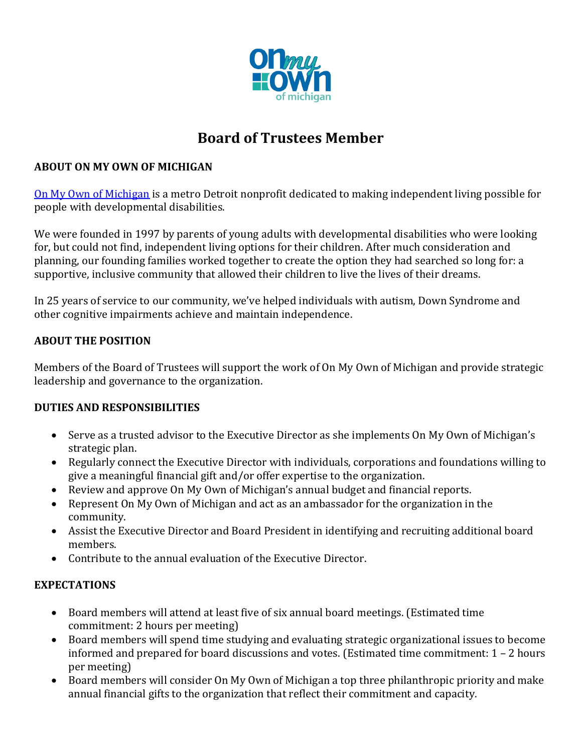# Board of Trustees Member

## ABOUT ON MY OWN OF MICHIGAN

On My Own of Michigan is a metro Detroit nonprofit dedicated to making independent living possible for people with developmental disabilities.

We were founded in 1997 by parents of young adults with developmental disabilities who were looking for, but could not find, independent living options for their children. After much consideration and planning, our founding families worked together to create the option they had searched so long for: a supportive, inclusive community that allowed their children to live the lives of their dreams.

In 25 years of service to our community, we've helped individuals with autism, Down Syndrome and other cognitive impairments achieve and maintain independence.

## ABOUT THE POSITION

Members of the Board of Trustees will support the work of On My Own of Michigan and provide strategic leadership and governance to the organization.

## DUTIES AND RESPONSIBILITIES

- Serve as a trusted advisor to the Executive Director as she implements On My Own of Michigan's strategic plan.
- Regularly connect the Executive Director with individuals, corporations and foundations willing to give a meaningful financial gift and/or offer expertise to the organization.
- Review and approve On My Own of Michigan's annual budget and financial reports.
- Represent On My Own of Michigan and act as an ambassador for the organization in the community.
- Assist the Executive Director and Board President in identifying and recruiting additional board members.
- Contribute to the annual evaluation of the Executive Director.

## EXPECTATIONS

- Board members will attend at least five of six annual board meetings. (Estimated time commitment: 2 hours per meeting)
- Board members will spend time studying and evaluating strategic organizational issues to become informed and prepared for board discussions and votes. (Estimated time commitment: 1 – 2 hours per meeting)
- Board members will consider On My Own of Michigan a top three philanthropic priority and make annual financial gifts to the organization that reflect their commitment and capacity.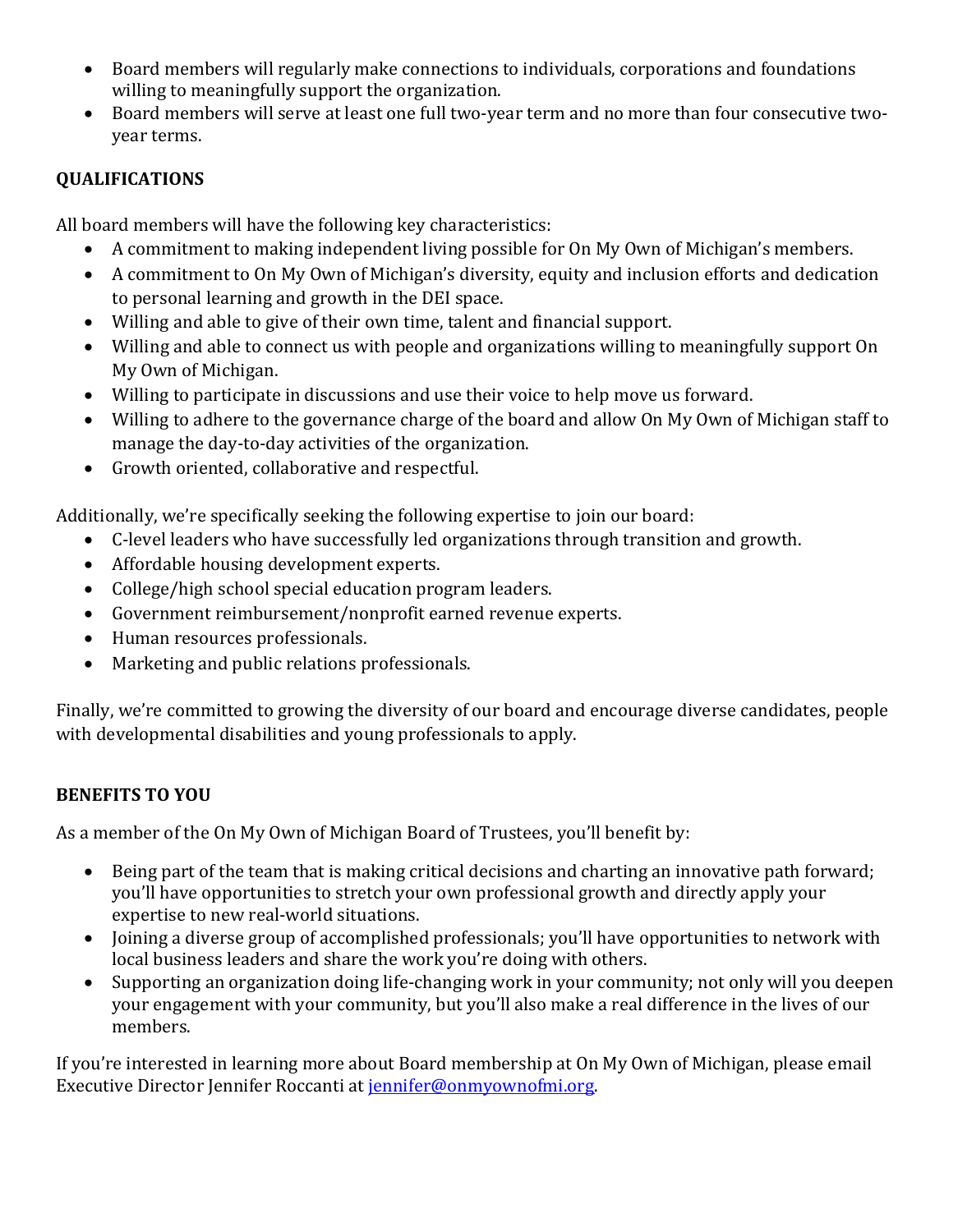- Board members will regularly make connections to individuals, corporations and foundations willing to meaningfully support the organization.
- Board members will serve at least one full two-year term and no more than four consecutive two-year terms.

**QUALIFICATIONS**

All board members will have the following key characteristics:

- A commitment to making independent living possible for On My Own of Michigan's members.
- A commitment to On My Own of Michigan's diversity, equity and inclusion efforts and dedication to personal learning and growth in the DEI space.
- Willing and able to give of their own time, talent and financial support.
- Willing and able to connect us with people and organizations willing to meaningfully support On My Own of Michigan.
- Willing to participate in discussions and use their voice to help move us forward.
- Willing to adhere to the governance charge of the board and allow On My Own of Michigan staff to manage the day-to-day activities of the organization.
- Growth oriented, collaborative and respectful.

Additionally, we're specifically seeking the following expertise to join our board:

- C-level leaders who have successfully led organizations through transition and growth.
- Affordable housing development experts.
- College/high school special education program leaders.
- Government reimbursement/nonprofit earned revenue experts.
- Human resources professionals.
- Marketing and public relations professionals.

Finally, we're committed to growing the diversity of our board and encourage diverse candidates, people with developmental disabilities and young professionals to apply.

**BENEFITS TO YOU**

As a member of the On My Own of Michigan Board of Trustees, you'll benefit by:

- Being part of the team that is making critical decisions and charting an innovative path forward; you'll have opportunities to stretch your own professional growth and directly apply your expertise to new real-world situations.
- Joining a diverse group of accomplished professionals; you'll have opportunities to network with local business leaders and share the work you're doing with others.
- Supporting an organization doing life-changing work in your community; not only will you deepen your engagement with your community, but you'll also make a real difference in the lives of our members.

If you're interested in learning more about Board membership at On My Own of Michigan, please email Executive Director Jennifer Roccanti at jennifer@onmyownofmi.org.